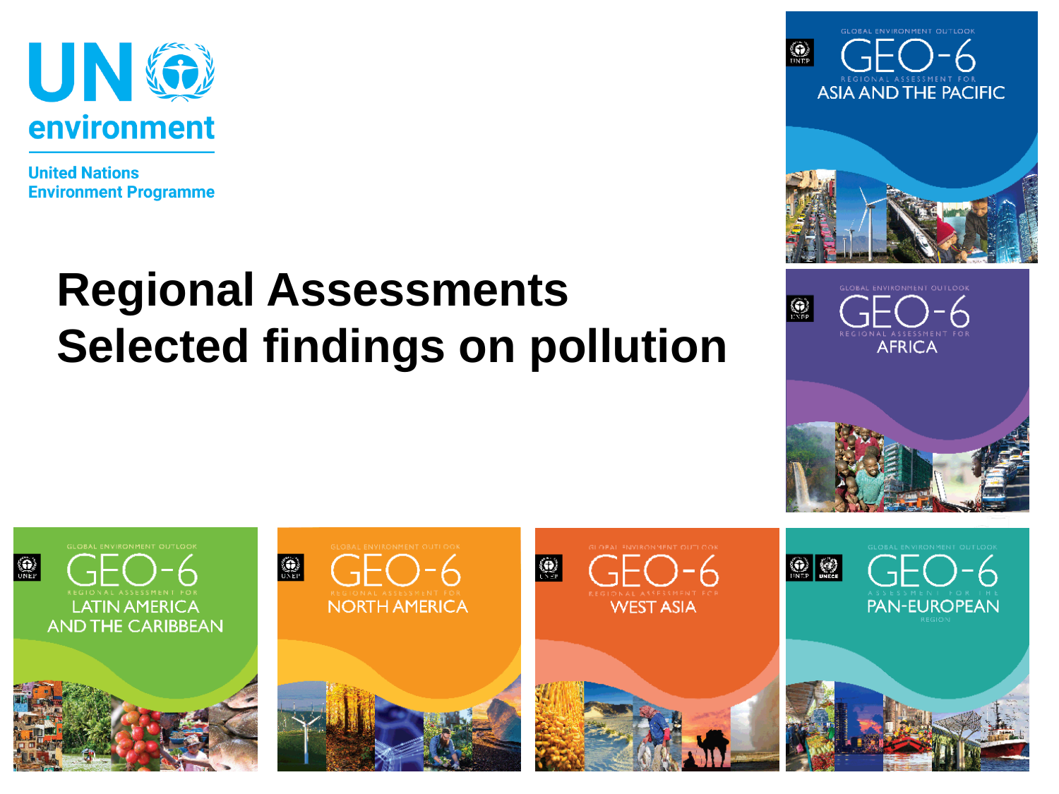UN environment

United Nations
Environment Programme

# Regional Assessments
# Selected findings on pollution

GLOBAL ENVIRONMENT OUTLOOK
GEO-6
REGIONAL ASSESSMENT FOR
ASIA AND THE PACIFIC

GLOBAL ENVIRONMENT OUTLOOK
GEO-6
REGIONAL ASSESSMENT FOR
AFRICA

GLOBAL ENVIRONMENT OUTLOOK
GEO-6
REGIONAL ASSESSMENT FOR
LATIN AMERICA AND THE CARIBBEAN

GLOBAL ENVIRONMENT OUTLOOK
GEO-6
REGIONAL ASSESSMENT FOR
NORTH AMERICA

GLOBAL ENVIRONMENT OUTLOOK
GEO-6
REGIONAL ASSESSMENT FOR
WEST ASIA

GLOBAL ENVIRONMENT OUTLOOK
GEO-6
ASSESSMENT FOR THE
PAN-EUROPEAN
REGION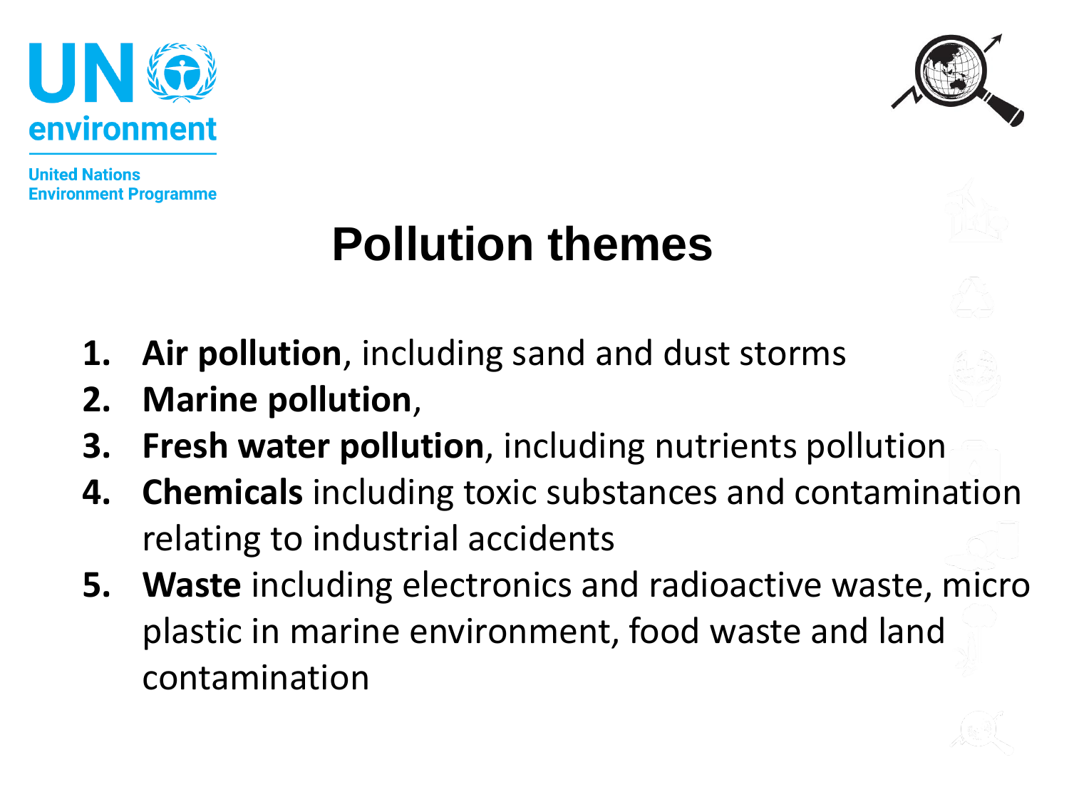# Pollution themes

1. **Air pollution**, including sand and dust storms
2. **Marine pollution**,
3. **Fresh water pollution**, including nutrients pollution
4. **Chemicals** including toxic substances and contamination relating to industrial accidents
5. **Waste** including electronics and radioactive waste, micro plastic in marine environment, food waste and land contamination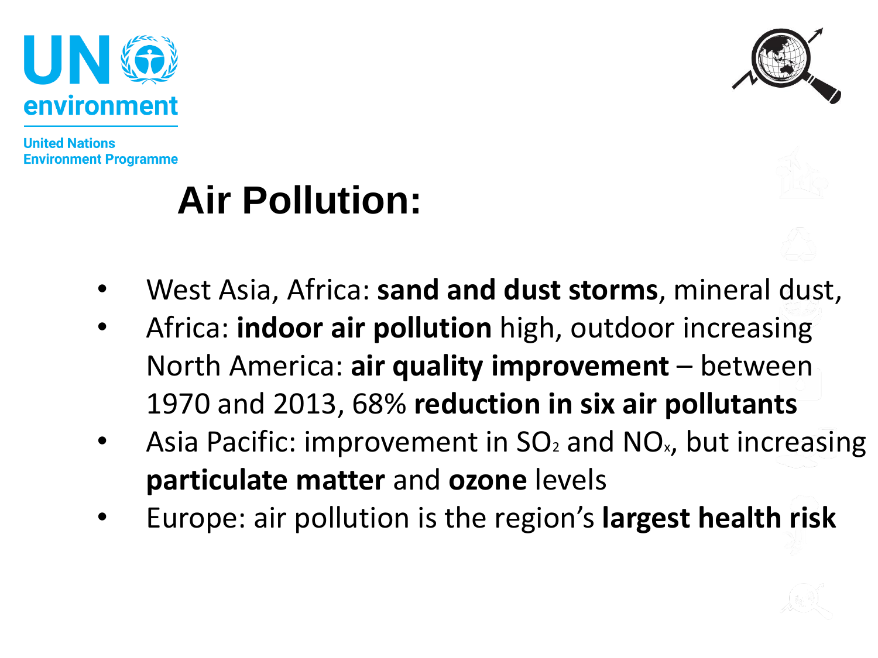# Air Pollution:

- West Asia, Africa: **sand and dust storms**, mineral dust,
- Africa: **indoor air pollution** high, outdoor increasing North America: **air quality improvement** – between 1970 and 2013, 68% **reduction in six air pollutants**
- Asia Pacific: improvement in $SO_2$ and $NO_x$, but increasing **particulate matter** and **ozone** levels
- Europe: air pollution is the region's **largest health risk**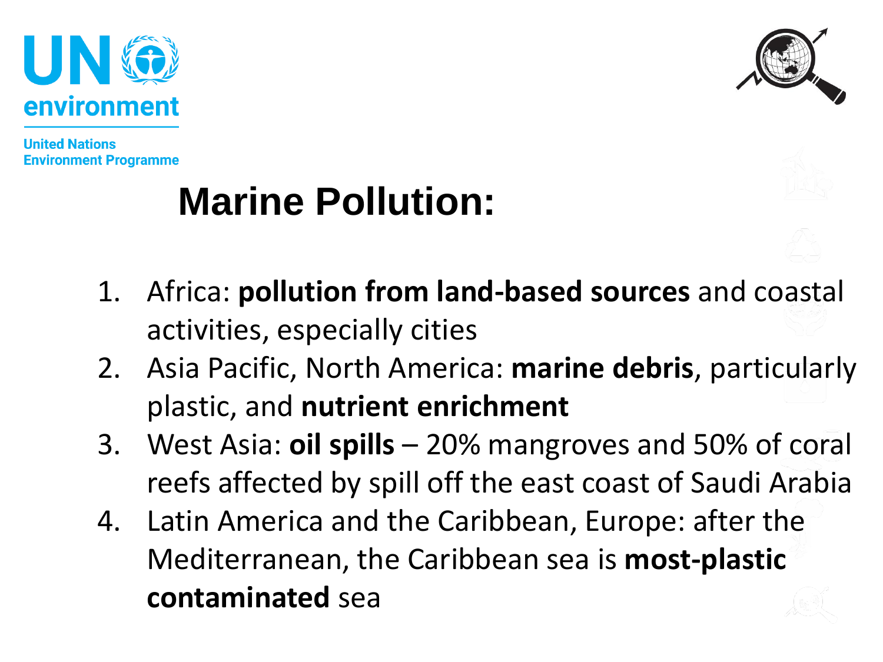# Marine Pollution:

1. Africa: **pollution from land-based sources** and coastal activities, especially cities
2. Asia Pacific, North America: **marine debris**, particularly plastic, and **nutrient enrichment**
3. West Asia: **oil spills** – 20% mangroves and 50% of coral reefs affected by spill off the east coast of Saudi Arabia
4. Latin America and the Caribbean, Europe: after the Mediterranean, the Caribbean sea is **most-plastic contaminated** sea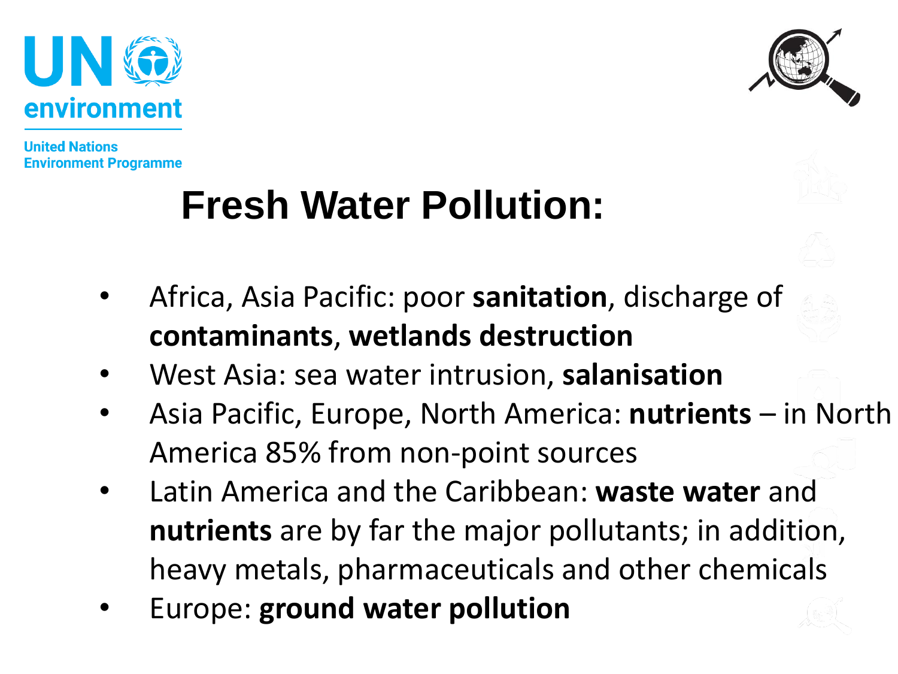# Fresh Water Pollution:

- Africa, Asia Pacific: poor **sanitation**, discharge of **contaminants**, **wetlands destruction**
- West Asia: sea water intrusion, **salanisation**
- Asia Pacific, Europe, North America: **nutrients** – in North America 85% from non-point sources
- Latin America and the Caribbean: **waste water** and **nutrients** are by far the major pollutants; in addition, heavy metals, pharmaceuticals and other chemicals
- Europe: **ground water pollution**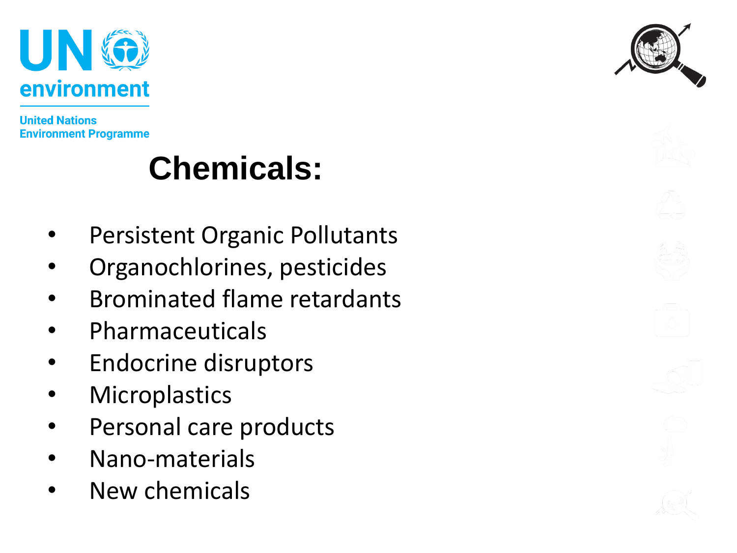UN environment

United Nations
Environment Programme

# Chemicals:

- Persistent Organic Pollutants
- Organochlorines, pesticides
- Brominated flame retardants
- Pharmaceuticals
- Endocrine disruptors
- Microplastics
- Personal care products
- Nano-materials
- New chemicals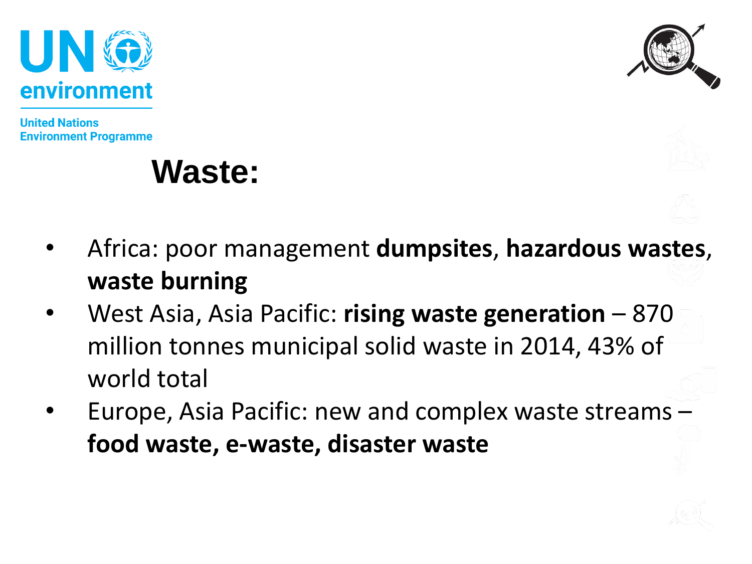# Waste:

- Africa: poor management **dumpsites**, **hazardous wastes**, **waste burning**
- West Asia, Asia Pacific: **rising waste generation** – 870 million tonnes municipal solid waste in 2014, 43% of world total
- Europe, Asia Pacific: new and complex waste streams – **food waste, e-waste, disaster waste**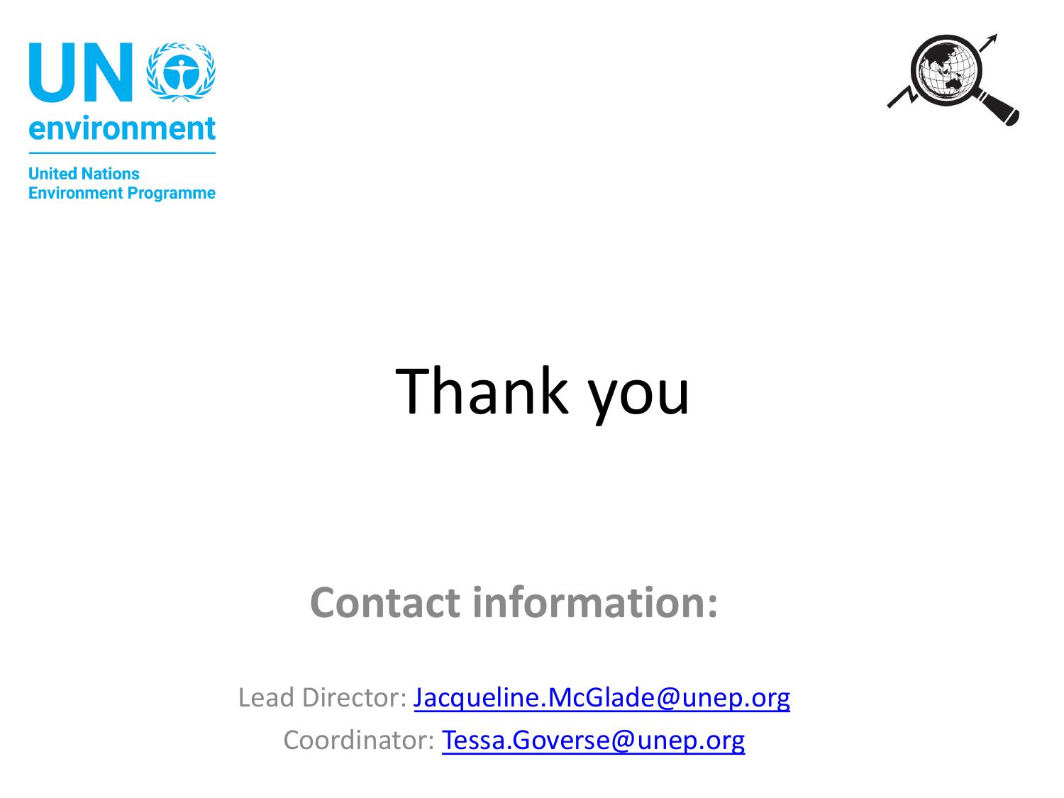UN environment

United Nations Environment Programme

# Thank you

## Contact information:

Lead Director: Jacqueline.McGlade@unep.org

Coordinator: Tessa.Goverse@unep.org